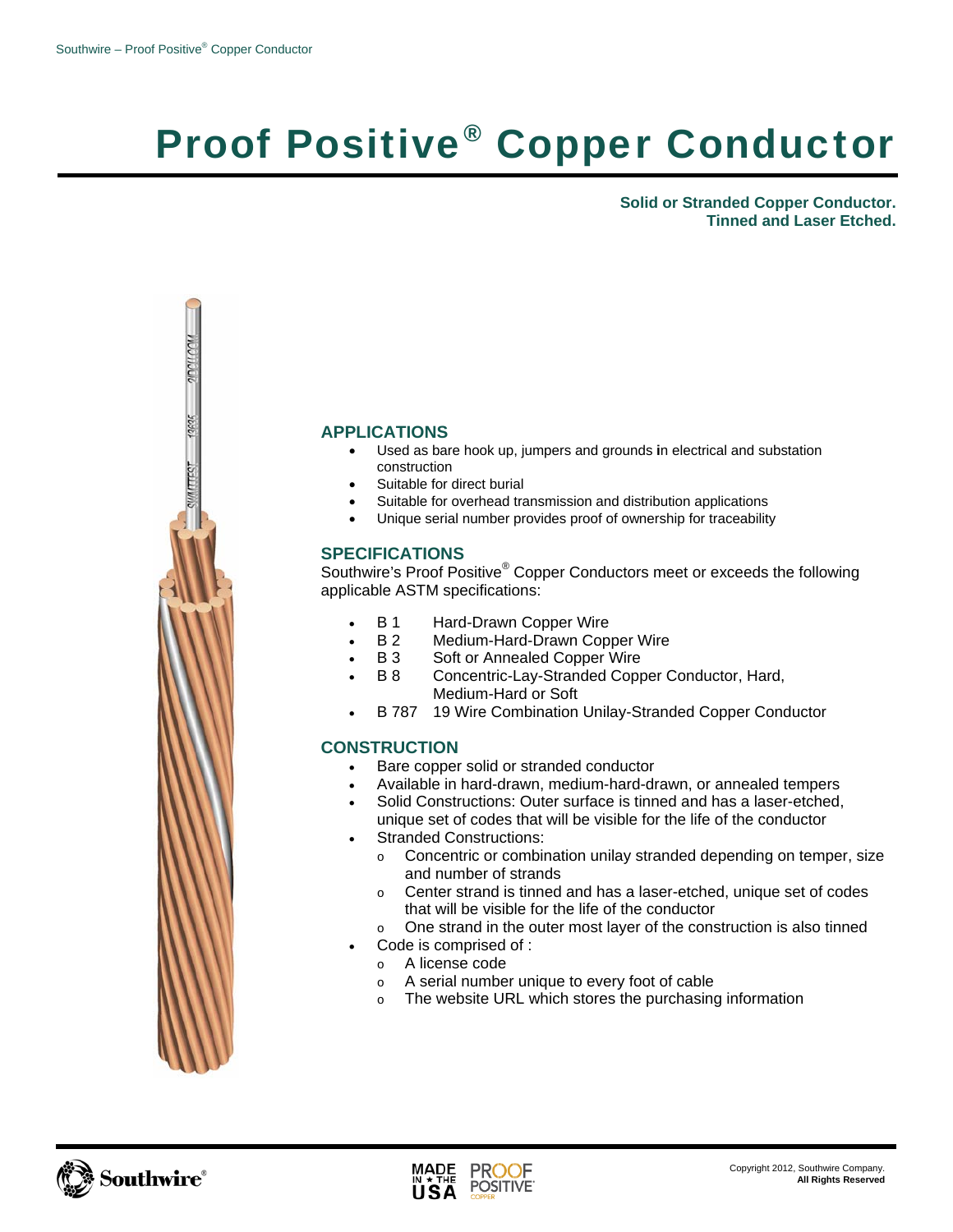# Proof Positive® Copper Conductor

**Solid or Stranded Copper Conductor.**
**Tinned and Laser Etched.**

## APPLICATIONS

- Used as bare hook up, jumpers and grounds in electrical and substation construction
- Suitable for direct burial
- Suitable for overhead transmission and distribution applications
- Unique serial number provides proof of ownership for traceability

## SPECIFICATIONS

Southwire's Proof Positive® Copper Conductors meet or exceeds the following applicable ASTM specifications:

- B 1 Hard-Drawn Copper Wire
- B 2 Medium-Hard-Drawn Copper Wire
- B 3 Soft or Annealed Copper Wire
- B 8 Concentric-Lay-Stranded Copper Conductor, Hard, Medium-Hard or Soft
- B 787 19 Wire Combination Unilay-Stranded Copper Conductor

## CONSTRUCTION

- Bare copper solid or stranded conductor
- Available in hard-drawn, medium-hard-drawn, or annealed tempers
- Solid Constructions: Outer surface is tinned and has a laser-etched, unique set of codes that will be visible for the life of the conductor
- Stranded Constructions:
  - Concentric or combination unilay stranded depending on temper, size and number of strands
  - Center strand is tinned and has a laser-etched, unique set of codes that will be visible for the life of the conductor
  - One strand in the outer most layer of the construction is also tinned
- Code is comprised of :
  - A license code
  - A serial number unique to every foot of cable
  - The website URL which stores the purchasing information

Copyright 2012, Southwire Company.
**All Rights Reserved**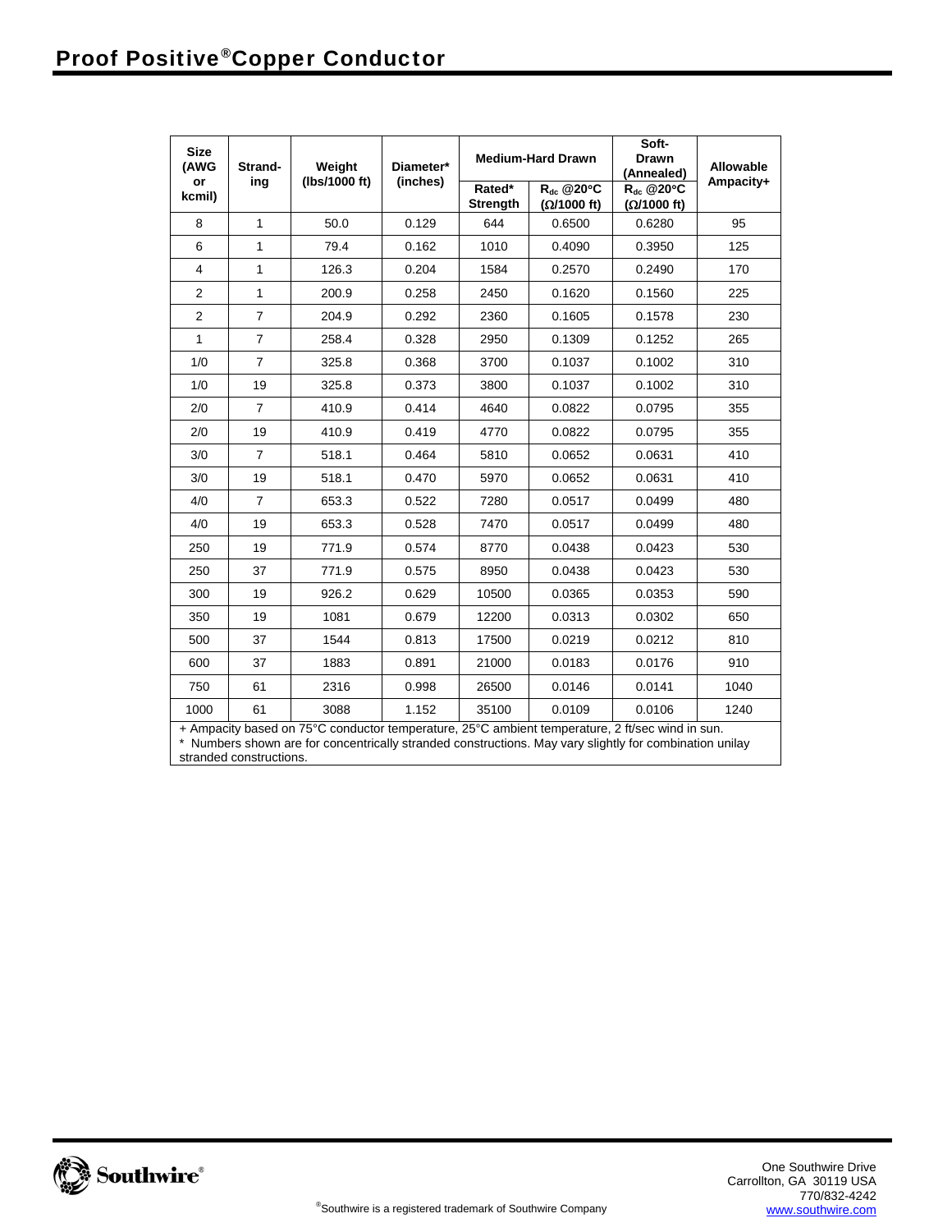# Proof Positive® Copper Conductor

| Size (AWG or kcmil) | Strand-ing | Weight (lbs/1000 ft) | Diameter* (inches) | Medium-Hard Drawn | | Soft-Drawn (Annealed) | Allowable Ampacity+ |
|---|---|---|---|---|---|---|---|
| | | | | Rated* Strength | $R_{dc}$ @20°C (Ω/1000 ft) | $R_{dc}$ @20°C (Ω/1000 ft) | |
| 8 | 1 | 50.0 | 0.129 | 644 | 0.6500 | 0.6280 | 95 |
| 6 | 1 | 79.4 | 0.162 | 1010 | 0.4090 | 0.3950 | 125 |
| 4 | 1 | 126.3 | 0.204 | 1584 | 0.2570 | 0.2490 | 170 |
| 2 | 1 | 200.9 | 0.258 | 2450 | 0.1620 | 0.1560 | 225 |
| 2 | 7 | 204.9 | 0.292 | 2360 | 0.1605 | 0.1578 | 230 |
| 1 | 7 | 258.4 | 0.328 | 2950 | 0.1309 | 0.1252 | 265 |
| 1/0 | 7 | 325.8 | 0.368 | 3700 | 0.1037 | 0.1002 | 310 |
| 1/0 | 19 | 325.8 | 0.373 | 3800 | 0.1037 | 0.1002 | 310 |
| 2/0 | 7 | 410.9 | 0.414 | 4640 | 0.0822 | 0.0795 | 355 |
| 2/0 | 19 | 410.9 | 0.419 | 4770 | 0.0822 | 0.0795 | 355 |
| 3/0 | 7 | 518.1 | 0.464 | 5810 | 0.0652 | 0.0631 | 410 |
| 3/0 | 19 | 518.1 | 0.470 | 5970 | 0.0652 | 0.0631 | 410 |
| 4/0 | 7 | 653.3 | 0.522 | 7280 | 0.0517 | 0.0499 | 480 |
| 4/0 | 19 | 653.3 | 0.528 | 7470 | 0.0517 | 0.0499 | 480 |
| 250 | 19 | 771.9 | 0.574 | 8770 | 0.0438 | 0.0423 | 530 |
| 250 | 37 | 771.9 | 0.575 | 8950 | 0.0438 | 0.0423 | 530 |
| 300 | 19 | 926.2 | 0.629 | 10500 | 0.0365 | 0.0353 | 590 |
| 350 | 19 | 1081 | 0.679 | 12200 | 0.0313 | 0.0302 | 650 |
| 500 | 37 | 1544 | 0.813 | 17500 | 0.0219 | 0.0212 | 810 |
| 600 | 37 | 1883 | 0.891 | 21000 | 0.0183 | 0.0176 | 910 |
| 750 | 61 | 2316 | 0.998 | 26500 | 0.0146 | 0.0141 | 1040 |
| 1000 | 61 | 3088 | 1.152 | 35100 | 0.0109 | 0.0106 | 1240 |

+ Ampacity based on 75°C conductor temperature, 25°C ambient temperature, 2 ft/sec wind in sun.
* Numbers shown are for concentrically stranded constructions. May vary slightly for combination unilay stranded constructions.

®Southwire is a registered trademark of Southwire Company

One Southwire Drive
Carrollton, GA 30119 USA
770/832-4242
www.southwire.com